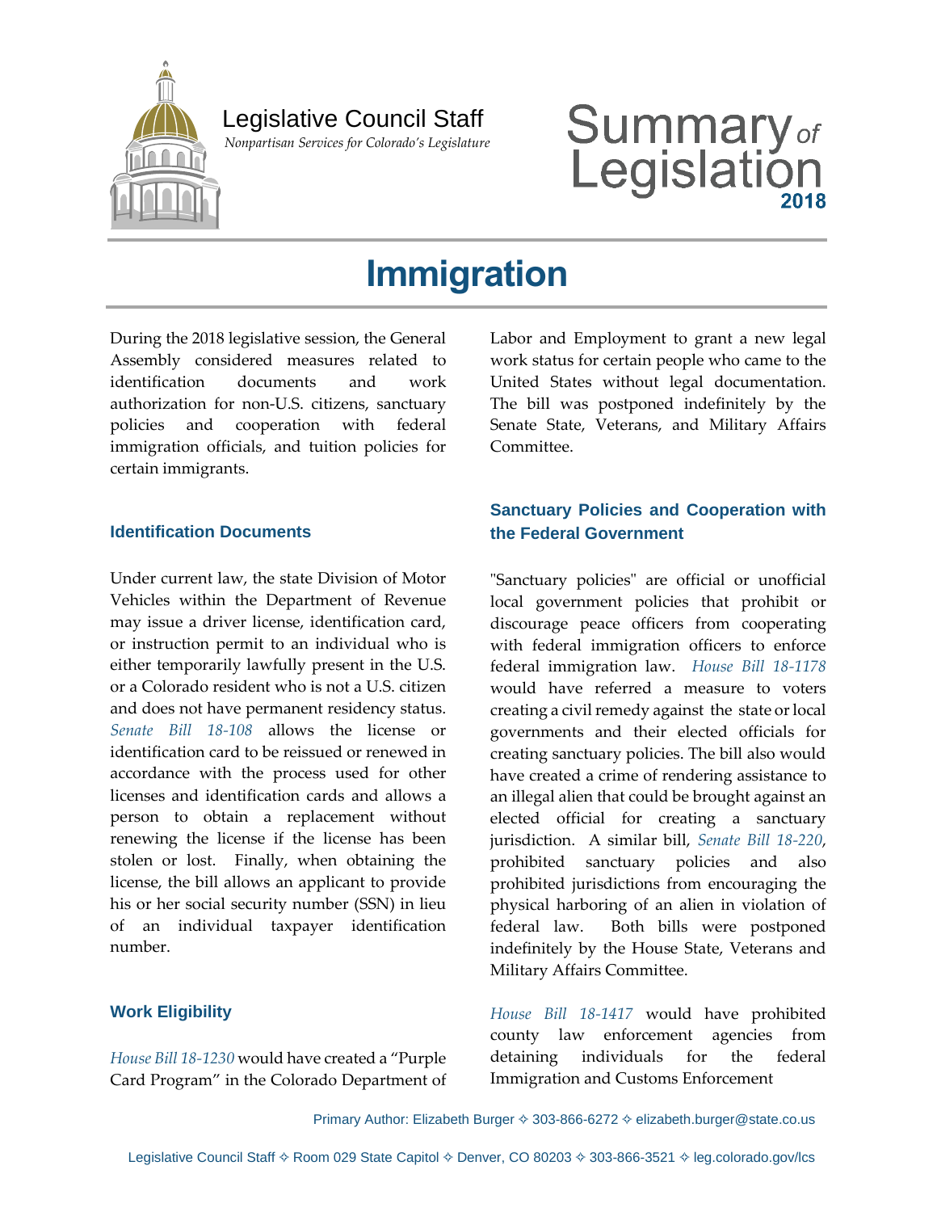Legislative Council Staff

*Nonpartisan Services for Colorado's Legislature*

# Summary *of* Legislation 2018

# Immigration

During the 2018 legislative session, the General Assembly considered measures related to identification documents and work authorization for non-U.S. citizens, sanctuary policies and cooperation with federal immigration officials, and tuition policies for certain immigrants.

## Identification Documents

Under current law, the state Division of Motor Vehicles within the Department of Revenue may issue a driver license, identification card, or instruction permit to an individual who is either temporarily lawfully present in the U.S. or a Colorado resident who is not a U.S. citizen and does not have permanent residency status. *Senate Bill 18-108* allows the license or identification card to be reissued or renewed in accordance with the process used for other licenses and identification cards and allows a person to obtain a replacement without renewing the license if the license has been stolen or lost. Finally, when obtaining the license, the bill allows an applicant to provide his or her social security number (SSN) in lieu of an individual taxpayer identification number.

## Work Eligibility

*House Bill 18-1230* would have created a "Purple Card Program" in the Colorado Department of Labor and Employment to grant a new legal work status for certain people who came to the United States without legal documentation. The bill was postponed indefinitely by the Senate State, Veterans, and Military Affairs Committee.

## Sanctuary Policies and Cooperation with the Federal Government

"Sanctuary policies" are official or unofficial local government policies that prohibit or discourage peace officers from cooperating with federal immigration officers to enforce federal immigration law. *House Bill 18-1178* would have referred a measure to voters creating a civil remedy against the state or local governments and their elected officials for creating sanctuary policies. The bill also would have created a crime of rendering assistance to an illegal alien that could be brought against an elected official for creating a sanctuary jurisdiction. A similar bill, *Senate Bill 18-220*, prohibited sanctuary policies and also prohibited jurisdictions from encouraging the physical harboring of an alien in violation of federal law. Both bills were postponed indefinitely by the House State, Veterans and Military Affairs Committee.

*House Bill 18-1417* would have prohibited county law enforcement agencies from detaining individuals for the federal Immigration and Customs Enforcement

Primary Author: Elizabeth Burger ✧ 303-866-6272 ✧ elizabeth.burger@state.co.us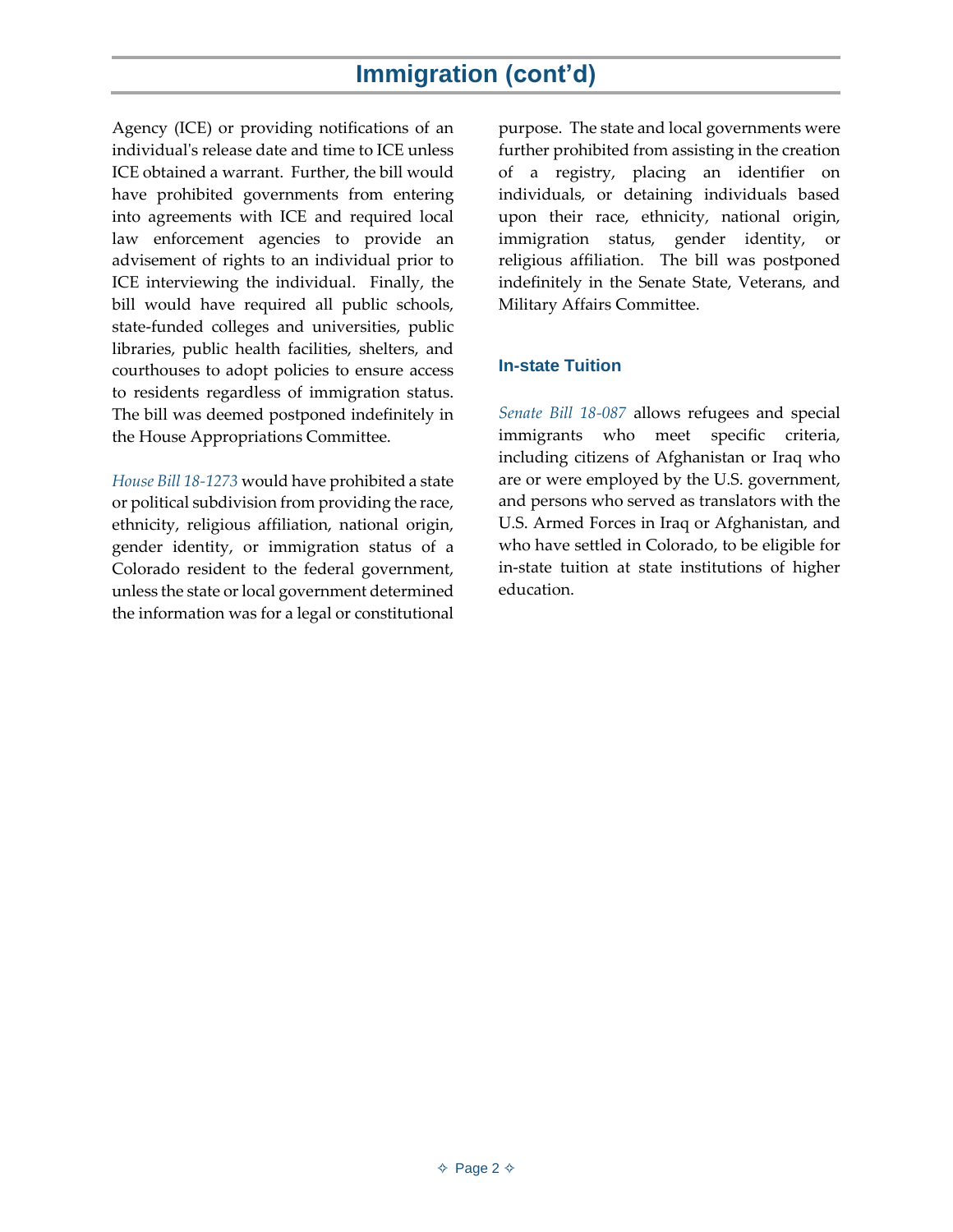# Immigration (cont'd)

Agency (ICE) or providing notifications of an individual's release date and time to ICE unless ICE obtained a warrant. Further, the bill would have prohibited governments from entering into agreements with ICE and required local law enforcement agencies to provide an advisement of rights to an individual prior to ICE interviewing the individual. Finally, the bill would have required all public schools, state-funded colleges and universities, public libraries, public health facilities, shelters, and courthouses to adopt policies to ensure access to residents regardless of immigration status. The bill was deemed postponed indefinitely in the House Appropriations Committee.

*House Bill 18-1273* would have prohibited a state or political subdivision from providing the race, ethnicity, religious affiliation, national origin, gender identity, or immigration status of a Colorado resident to the federal government, unless the state or local government determined the information was for a legal or constitutional purpose. The state and local governments were further prohibited from assisting in the creation of a registry, placing an identifier on individuals, or detaining individuals based upon their race, ethnicity, national origin, immigration status, gender identity, or religious affiliation. The bill was postponed indefinitely in the Senate State, Veterans, and Military Affairs Committee.

### In-state Tuition

*Senate Bill 18-087* allows refugees and special immigrants who meet specific criteria, including citizens of Afghanistan or Iraq who are or were employed by the U.S. government, and persons who served as translators with the U.S. Armed Forces in Iraq or Afghanistan, and who have settled in Colorado, to be eligible for in-state tuition at state institutions of higher education.